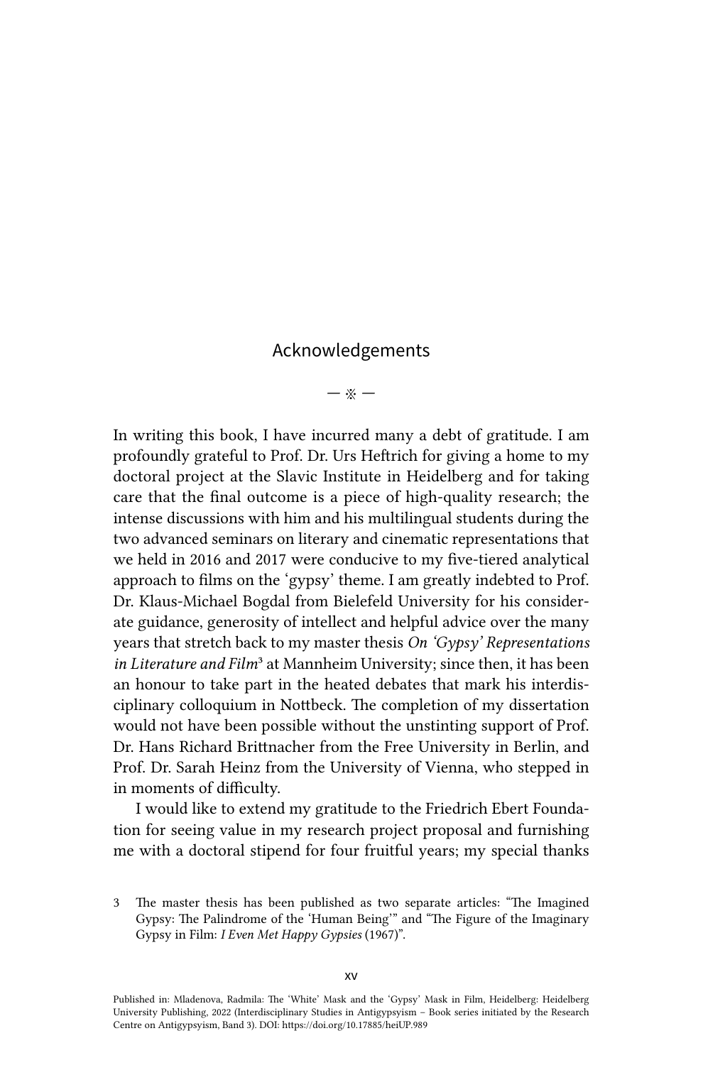# Acknowledgements

— ※ —

In writing this book, I have incurred many a debt of gratitude. I am profoundly grateful to Prof. Dr. Urs Heftrich for giving a home to my doctoral project at the Slavic Institute in Heidelberg and for taking care that the final outcome is a piece of high-quality research; the intense discussions with him and his multilingual students during the two advanced seminars on literary and cinematic representations that we held in 2016 and 2017 were conducive to my five-tiered analytical approach to films on the 'gypsy' theme. I am greatly indebted to Prof. Dr. Klaus-Michael Bogdal from Bielefeld University for his considerate guidance, generosity of intellect and helpful advice over the many years that stretch back to my master thesis *On 'Gypsy' Representations in Literature and Film*[3] at Mannheim University; since then, it has been an honour to take part in the heated debates that mark his interdisciplinary colloquium in Nottbeck. The completion of my dissertation would not have been possible without the unstinting support of Prof. Dr. Hans Richard Brittnacher from the Free University in Berlin, and Prof. Dr. Sarah Heinz from the University of Vienna, who stepped in in moments of difficulty.

I would like to extend my gratitude to the Friedrich Ebert Foundation for seeing value in my research project proposal and furnishing me with a doctoral stipend for four fruitful years; my special thanks

3 The master thesis has been published as two separate articles: "The Imagined Gypsy: The Palindrome of the 'Human Being'" and "The Figure of the Imaginary Gypsy in Film: *I Even Met Happy Gypsies* (1967)".

Published in: Mladenova, Radmila: The 'White' Mask and the 'Gypsy' Mask in Film, Heidelberg: Heidelberg University Publishing, 2022 (Interdisciplinary Studies in Antigypsyism – Book series initiated by the Research Centre on Antigypsyism, Band 3). DOI: https://doi.org/10.17885/heiUP.989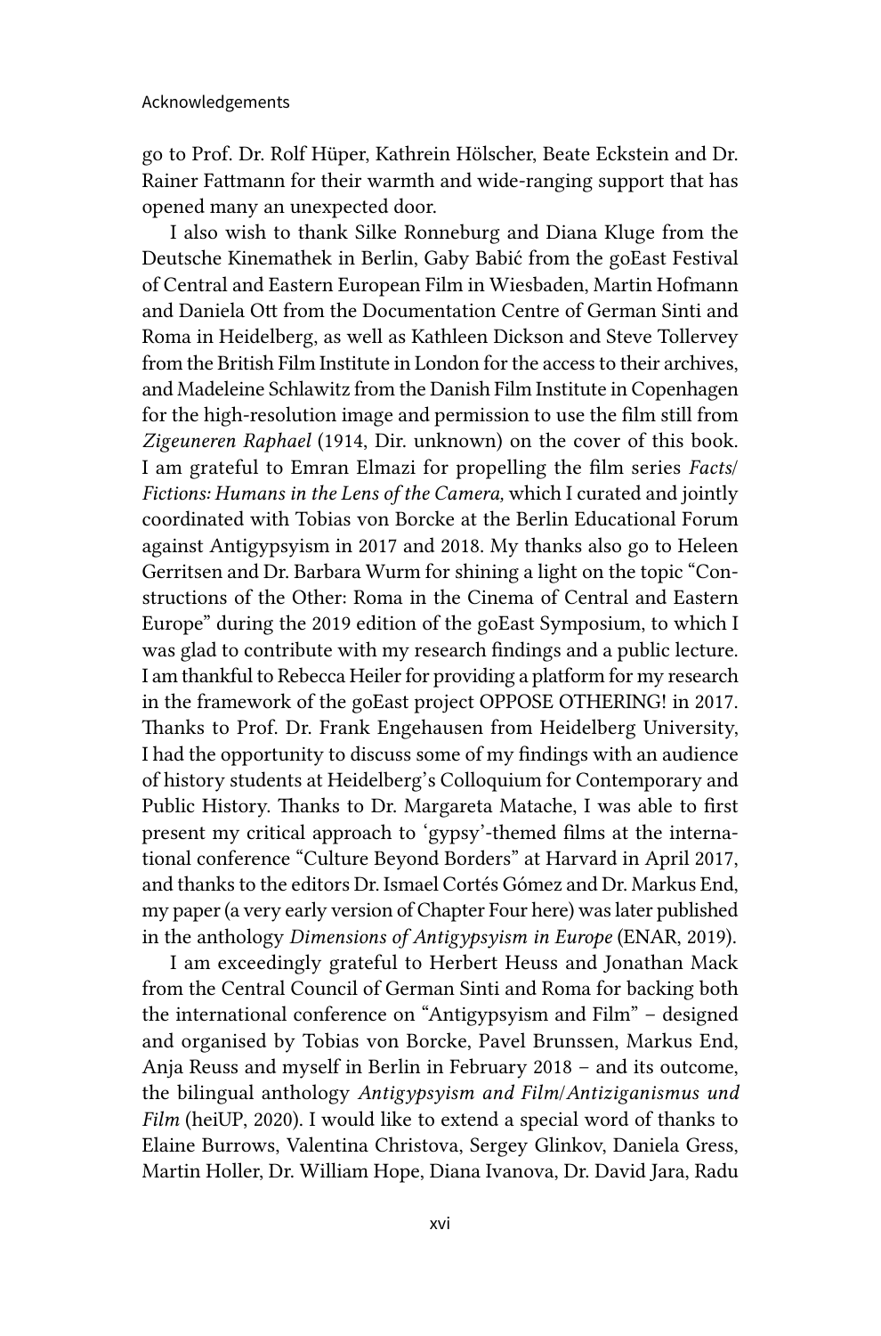go to Prof. Dr. Rolf Hüper, Kathrein Hölscher, Beate Eckstein and Dr. Rainer Fattmann for their warmth and wide-ranging support that has opened many an unexpected door.

I also wish to thank Silke Ronneburg and Diana Kluge from the Deutsche Kinemathek in Berlin, Gaby Babić from the goEast Festival of Central and Eastern European Film in Wiesbaden, Martin Hofmann and Daniela Ott from the Documentation Centre of German Sinti and Roma in Heidelberg, as well as Kathleen Dickson and Steve Tollervey from the British Film Institute in London for the access to their archives, and Madeleine Schlawitz from the Danish Film Institute in Copenhagen for the high-resolution image and permission to use the film still from *Zigeuneren Raphael* (1914, Dir. unknown) on the cover of this book. I am grateful to Emran Elmazi for propelling the film series *Facts/ Fictions: Humans in the Lens of the Camera,* which I curated and jointly coordinated with Tobias von Borcke at the Berlin Educational Forum against Antigypsyism in 2017 and 2018. My thanks also go to Heleen Gerritsen and Dr. Barbara Wurm for shining a light on the topic "Constructions of the Other: Roma in the Cinema of Central and Eastern Europe" during the 2019 edition of the goEast Symposium, to which I was glad to contribute with my research findings and a public lecture. I am thankful to Rebecca Heiler for providing a platform for my research in the framework of the goEast project OPPOSE OTHERING! in 2017. Thanks to Prof. Dr. Frank Engehausen from Heidelberg University, I had the opportunity to discuss some of my findings with an audience of history students at Heidelberg's Colloquium for Contemporary and Public History. Thanks to Dr. Margareta Matache, I was able to first present my critical approach to 'gypsy'-themed films at the international conference "Culture Beyond Borders" at Harvard in April 2017, and thanks to the editors Dr. Ismael Cortés Gómez and Dr. Markus End, my paper (a very early version of Chapter Four here) was later published in the anthology *Dimensions of Antigypsyism in Europe* (ENAR, 2019).

I am exceedingly grateful to Herbert Heuss and Jonathan Mack from the Central Council of German Sinti and Roma for backing both the international conference on "Antigypsyism and Film" – designed and organised by Tobias von Borcke, Pavel Brunssen, Markus End, Anja Reuss and myself in Berlin in February 2018 – and its outcome, the bilingual anthology *Antigypsyism and Film/Antiziganismus und Film* (heiUP, 2020). I would like to extend a special word of thanks to Elaine Burrows, Valentina Christova, Sergey Glinkov, Daniela Gress, Martin Holler, Dr. William Hope, Diana Ivanova, Dr. David Jara, Radu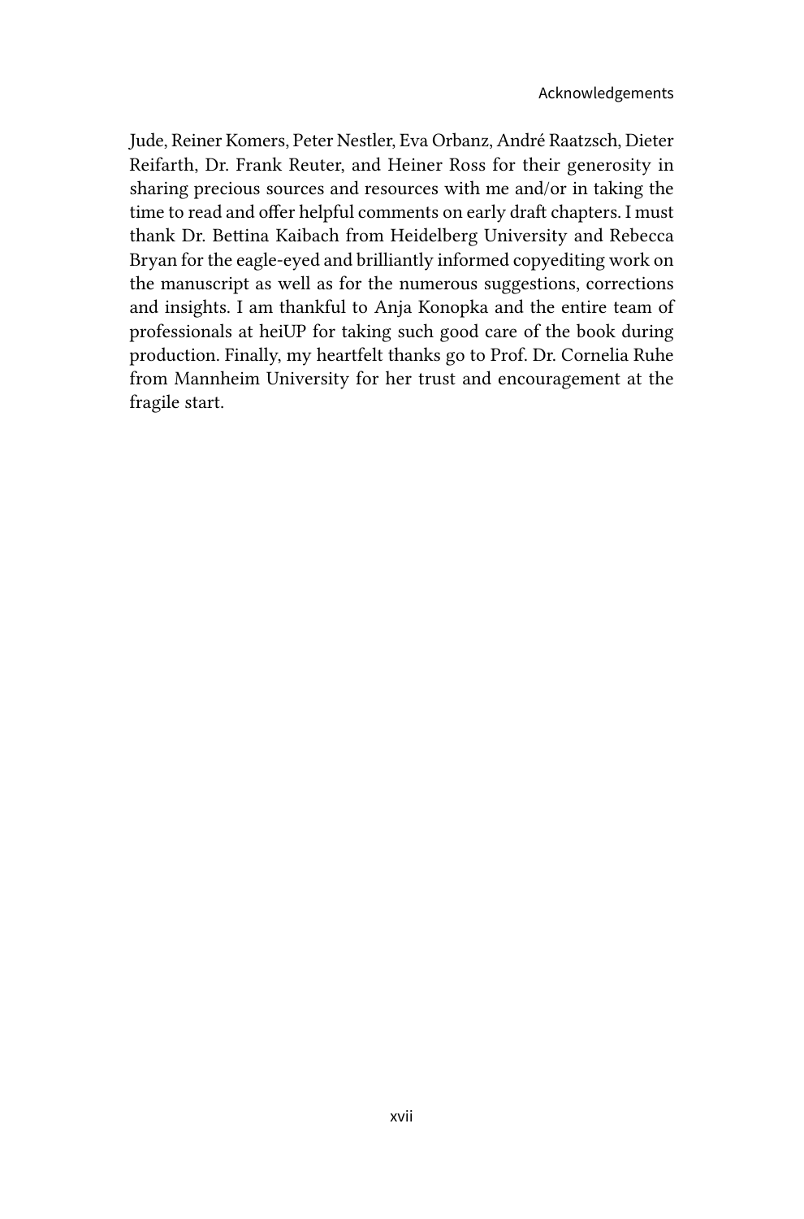Jude, Reiner Komers, Peter Nestler, Eva Orbanz, André Raatzsch, Dieter Reifarth, Dr. Frank Reuter, and Heiner Ross for their generosity in sharing precious sources and resources with me and/or in taking the time to read and offer helpful comments on early draft chapters. I must thank Dr. Bettina Kaibach from Heidelberg University and Rebecca Bryan for the eagle-eyed and brilliantly informed copyediting work on the manuscript as well as for the numerous suggestions, corrections and insights. I am thankful to Anja Konopka and the entire team of professionals at heiUP for taking such good care of the book during production. Finally, my heartfelt thanks go to Prof. Dr. Cornelia Ruhe from Mannheim University for her trust and encouragement at the fragile start.